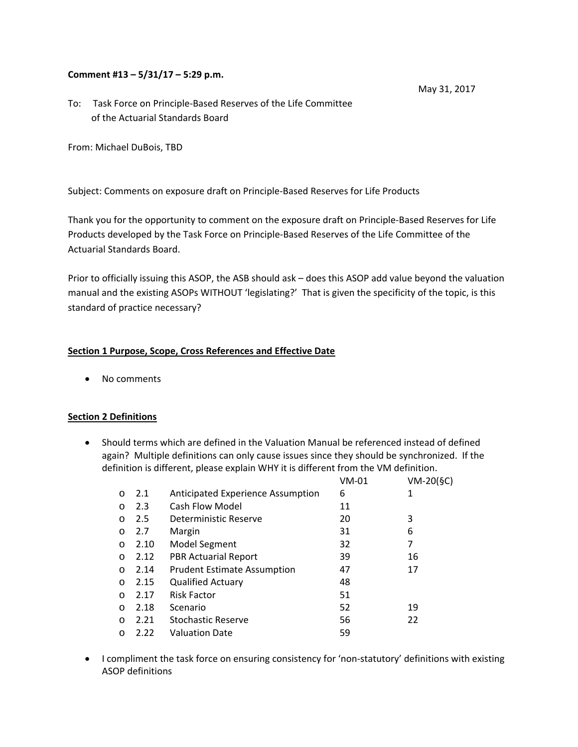**Comment #13 – 5/31/17 – 5:29 p.m.**

May 31, 2017

To: Task Force on Principle-Based Reserves of the Life Committee of the Actuarial Standards Board

From: Michael DuBois, TBD

Subject: Comments on exposure draft on Principle-Based Reserves for Life Products

Thank you for the opportunity to comment on the exposure draft on Principle-Based Reserves for Life Products developed by the Task Force on Principle-Based Reserves of the Life Committee of the Actuarial Standards Board.

Prior to officially issuing this ASOP, the ASB should ask – does this ASOP add value beyond the valuation manual and the existing ASOPs WITHOUT 'legislating?' That is given the specificity of the topic, is this standard of practice necessary?

**Section 1 Purpose, Scope, Cross References and Effective Date**

- No comments

**Section 2 Definitions**

- Should terms which are defined in the Valuation Manual be referenced instead of defined again? Multiple definitions can only cause issues since they should be synchronized. If the definition is different, please explain WHY it is different from the VM definition.

| | Term | VM-01 | VM-20(§C) |
|---|---|---|---|
| 2.1 | Anticipated Experience Assumption | 6 | 1 |
| 2.3 | Cash Flow Model | 11 | |
| 2.5 | Deterministic Reserve | 20 | 3 |
| 2.7 | Margin | 31 | 6 |
| 2.10 | Model Segment | 32 | 7 |
| 2.12 | PBR Actuarial Report | 39 | 16 |
| 2.14 | Prudent Estimate Assumption | 47 | 17 |
| 2.15 | Qualified Actuary | 48 | |
| 2.17 | Risk Factor | 51 | |
| 2.18 | Scenario | 52 | 19 |
| 2.21 | Stochastic Reserve | 56 | 22 |
| 2.22 | Valuation Date | 59 | |

- I compliment the task force on ensuring consistency for 'non-statutory' definitions with existing ASOP definitions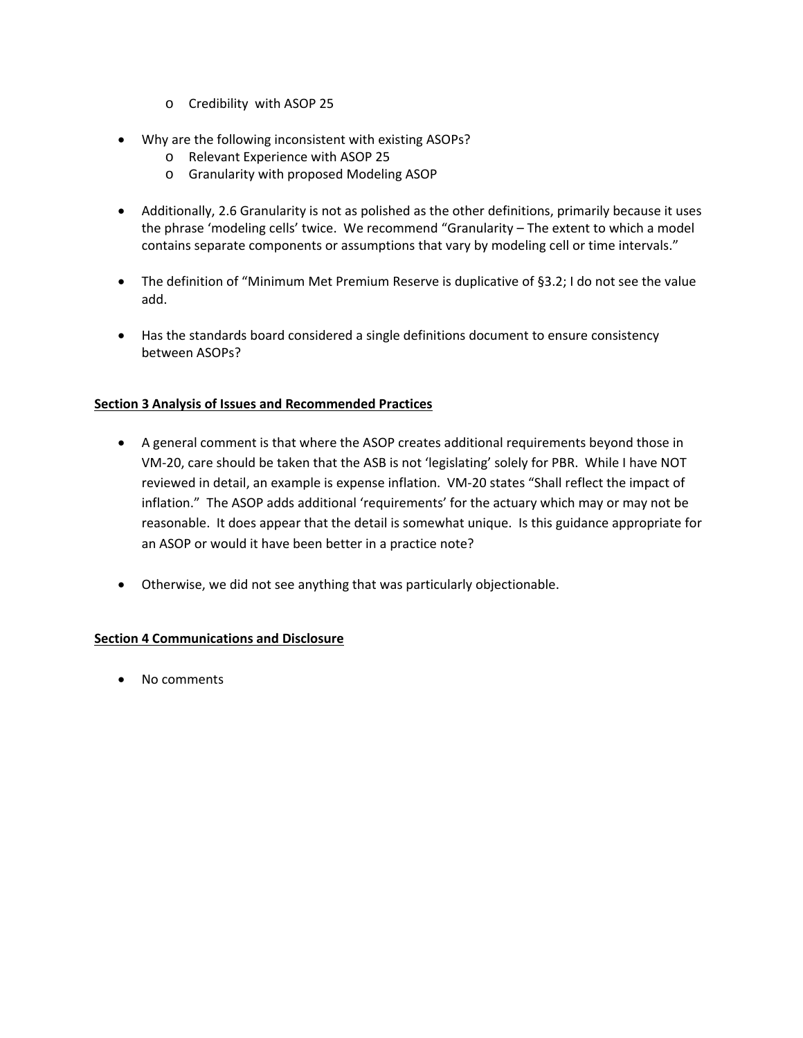- Credibility with ASOP 25

- Why are the following inconsistent with existing ASOPs?
  - Relevant Experience with ASOP 25
  - Granularity with proposed Modeling ASOP

- Additionally, 2.6 Granularity is not as polished as the other definitions, primarily because it uses the phrase 'modeling cells' twice. We recommend "Granularity – The extent to which a model contains separate components or assumptions that vary by modeling cell or time intervals."

- The definition of "Minimum Met Premium Reserve is duplicative of §3.2; I do not see the value add.

- Has the standards board considered a single definitions document to ensure consistency between ASOPs?

**<u>Section 3 Analysis of Issues and Recommended Practices</u>**

- A general comment is that where the ASOP creates additional requirements beyond those in VM-20, care should be taken that the ASB is not 'legislating' solely for PBR. While I have NOT reviewed in detail, an example is expense inflation. VM-20 states "Shall reflect the impact of inflation." The ASOP adds additional 'requirements' for the actuary which may or may not be reasonable. It does appear that the detail is somewhat unique. Is this guidance appropriate for an ASOP or would it have been better in a practice note?

- Otherwise, we did not see anything that was particularly objectionable.

**<u>Section 4 Communications and Disclosure</u>**

- No comments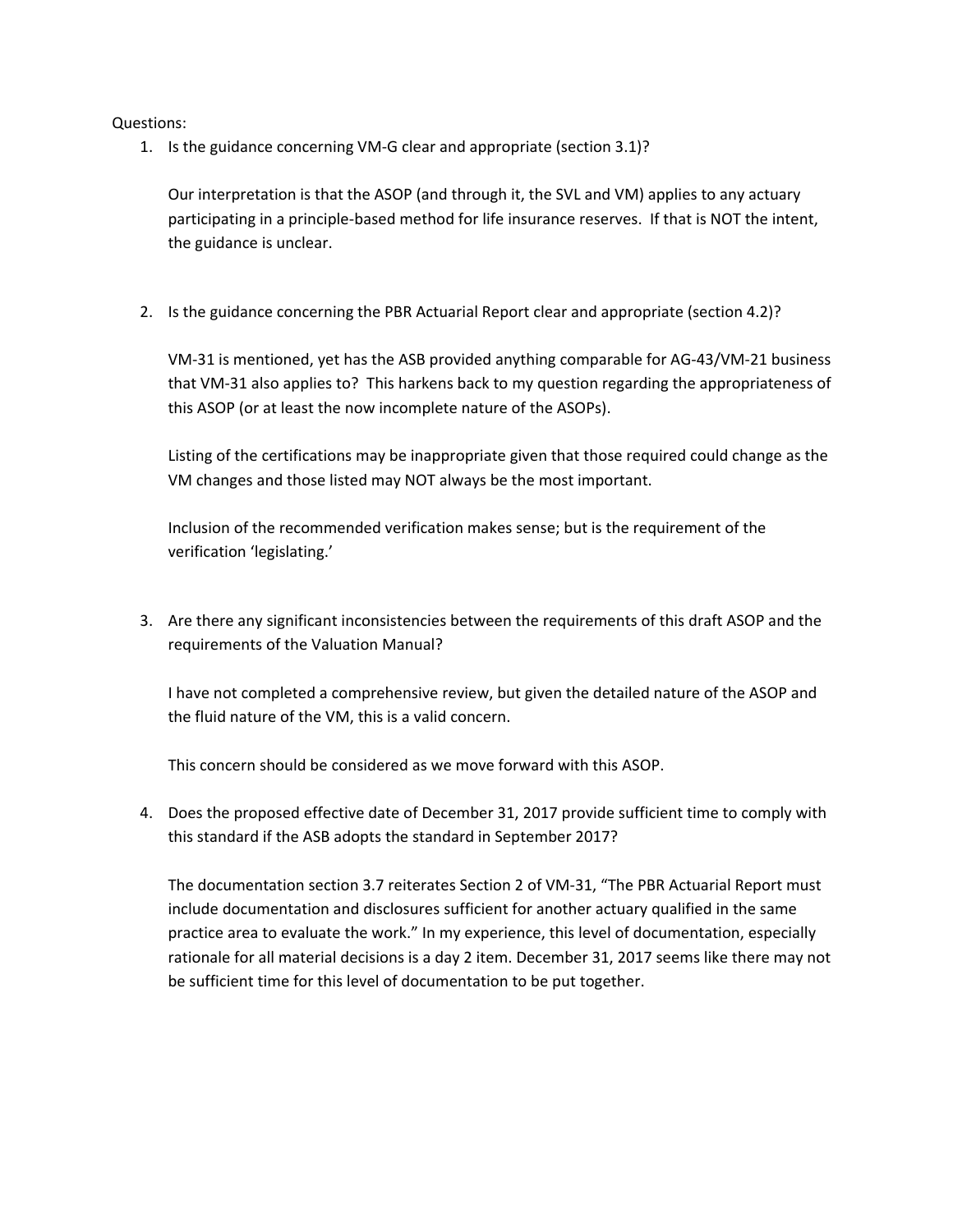Questions:

1. Is the guidance concerning VM-G clear and appropriate (section 3.1)?

   Our interpretation is that the ASOP (and through it, the SVL and VM) applies to any actuary participating in a principle-based method for life insurance reserves. If that is NOT the intent, the guidance is unclear.

2. Is the guidance concerning the PBR Actuarial Report clear and appropriate (section 4.2)?

   VM-31 is mentioned, yet has the ASB provided anything comparable for AG-43/VM-21 business that VM-31 also applies to? This harkens back to my question regarding the appropriateness of this ASOP (or at least the now incomplete nature of the ASOPs).

   Listing of the certifications may be inappropriate given that those required could change as the VM changes and those listed may NOT always be the most important.

   Inclusion of the recommended verification makes sense; but is the requirement of the verification 'legislating.'

3. Are there any significant inconsistencies between the requirements of this draft ASOP and the requirements of the Valuation Manual?

   I have not completed a comprehensive review, but given the detailed nature of the ASOP and the fluid nature of the VM, this is a valid concern.

   This concern should be considered as we move forward with this ASOP.

4. Does the proposed effective date of December 31, 2017 provide sufficient time to comply with this standard if the ASB adopts the standard in September 2017?

   The documentation section 3.7 reiterates Section 2 of VM-31, "The PBR Actuarial Report must include documentation and disclosures sufficient for another actuary qualified in the same practice area to evaluate the work." In my experience, this level of documentation, especially rationale for all material decisions is a day 2 item. December 31, 2017 seems like there may not be sufficient time for this level of documentation to be put together.